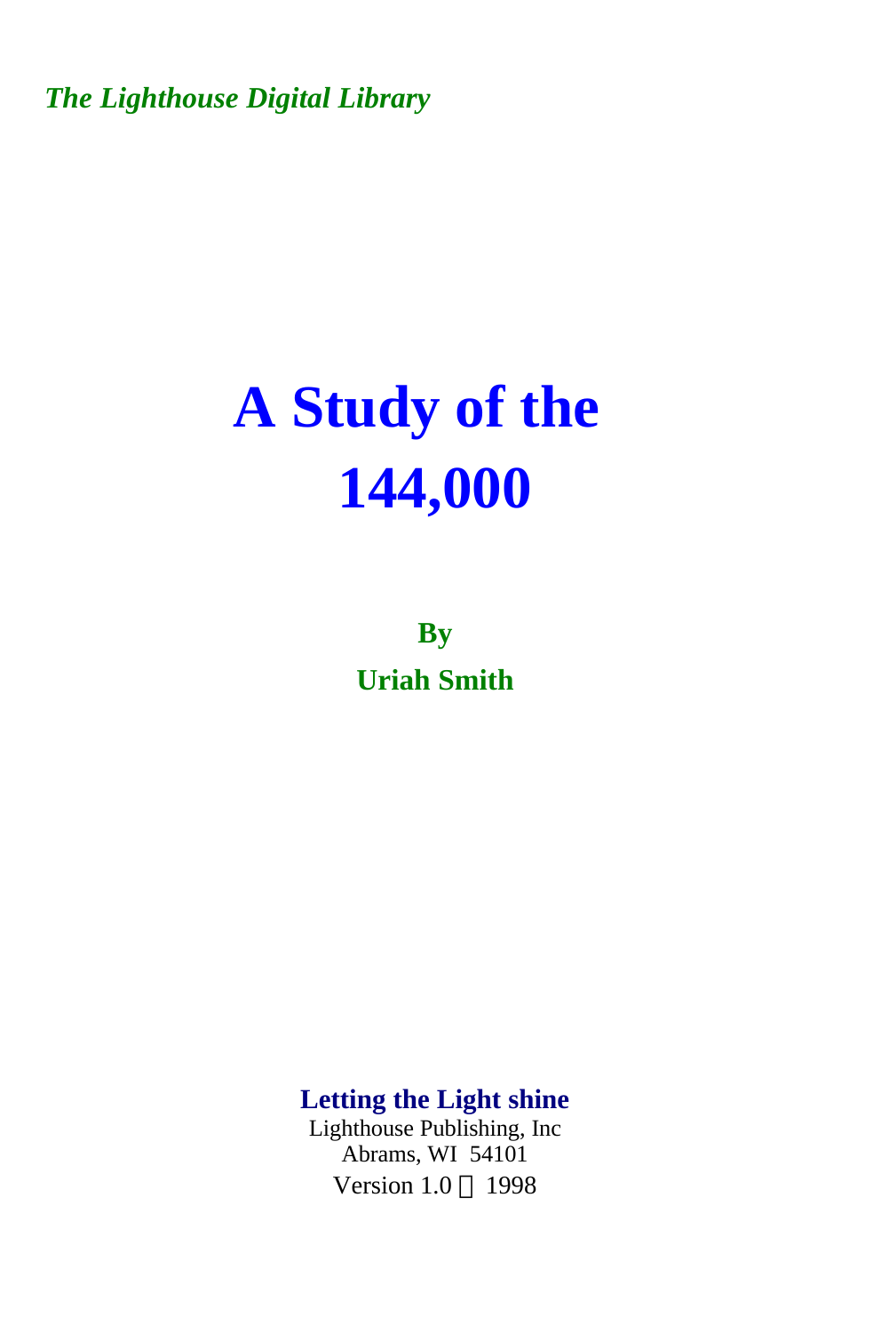*The Lighthouse Digital Library*

# A Study of the 144,000

**By**

**Uriah Smith**

**Letting the Light shine**

Lighthouse Publishing, Inc

Abrams, WI 54101

Version 1.0 © 1998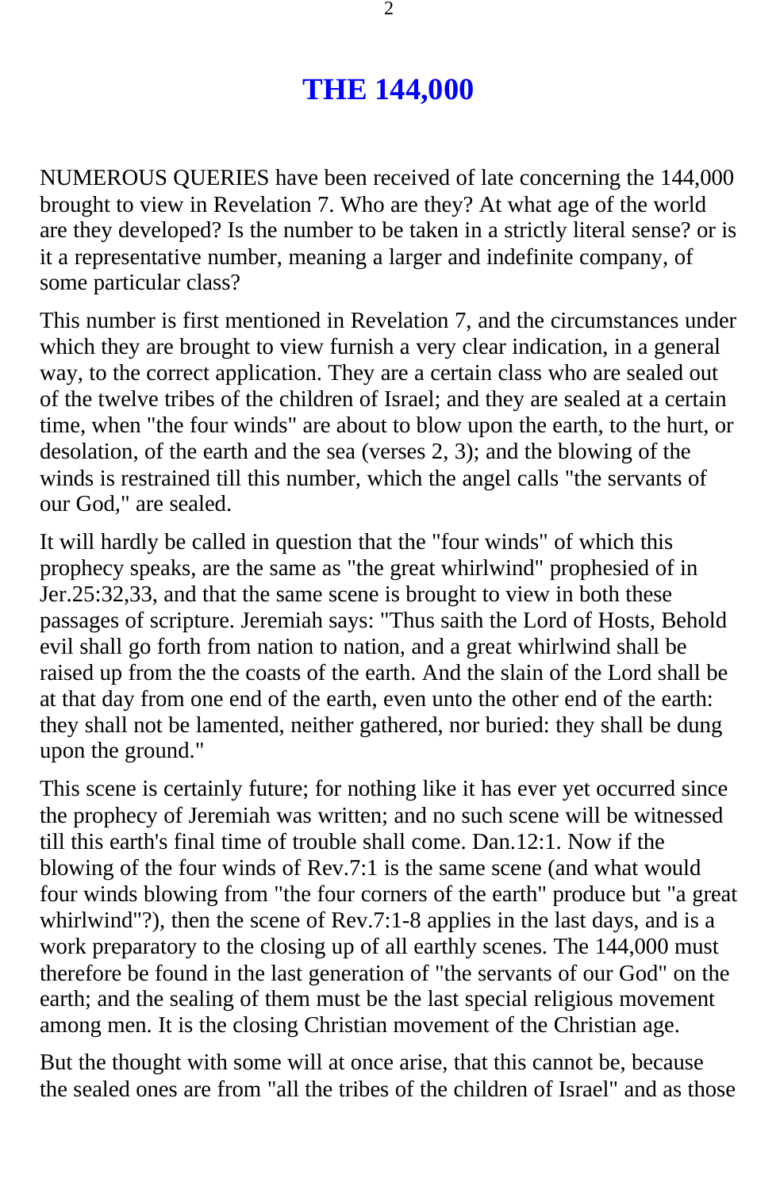# THE 144,000

NUMEROUS QUERIES have been received of late concerning the 144,000 brought to view in Revelation 7. Who are they? At what age of the world are they developed? Is the number to be taken in a strictly literal sense? or is it a representative number, meaning a larger and indefinite company, of some particular class?

This number is first mentioned in Revelation 7, and the circumstances under which they are brought to view furnish a very clear indication, in a general way, to the correct application. They are a certain class who are sealed out of the twelve tribes of the children of Israel; and they are sealed at a certain time, when "the four winds" are about to blow upon the earth, to the hurt, or desolation, of the earth and the sea (verses 2, 3); and the blowing of the winds is restrained till this number, which the angel calls "the servants of our God," are sealed.

It will hardly be called in question that the "four winds" of which this prophecy speaks, are the same as "the great whirlwind" prophesied of in Jer.25:32,33, and that the same scene is brought to view in both these passages of scripture. Jeremiah says: "Thus saith the Lord of Hosts, Behold evil shall go forth from nation to nation, and a great whirlwind shall be raised up from the the coasts of the earth. And the slain of the Lord shall be at that day from one end of the earth, even unto the other end of the earth: they shall not be lamented, neither gathered, nor buried: they shall be dung upon the ground."

This scene is certainly future; for nothing like it has ever yet occurred since the prophecy of Jeremiah was written; and no such scene will be witnessed till this earth's final time of trouble shall come. Dan.12:1. Now if the blowing of the four winds of Rev.7:1 is the same scene (and what would four winds blowing from "the four corners of the earth" produce but "a great whirlwind"?), then the scene of Rev.7:1-8 applies in the last days, and is a work preparatory to the closing up of all earthly scenes. The 144,000 must therefore be found in the last generation of "the servants of our God" on the earth; and the sealing of them must be the last special religious movement among men. It is the closing Christian movement of the Christian age.

But the thought with some will at once arise, that this cannot be, because the sealed ones are from "all the tribes of the children of Israel" and as those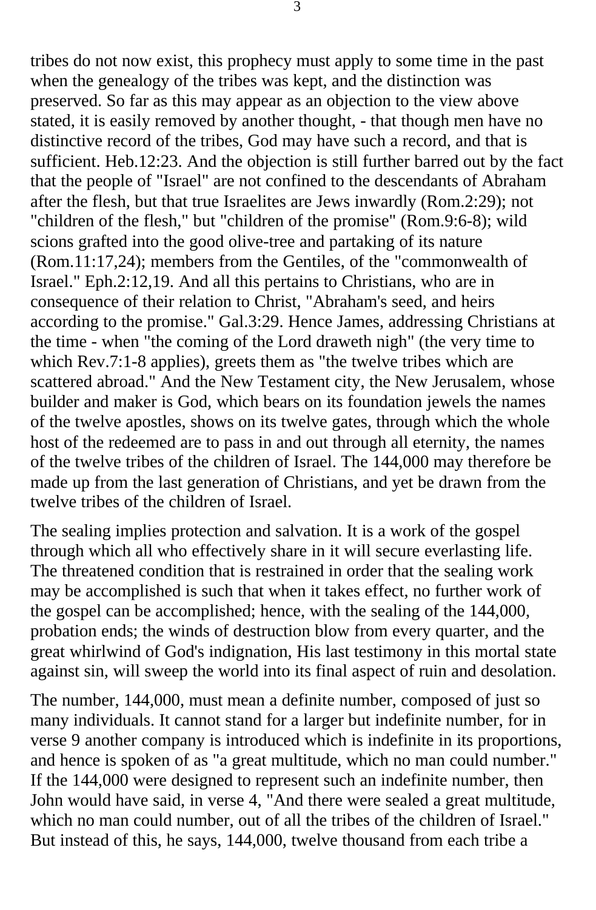tribes do not now exist, this prophecy must apply to some time in the past when the genealogy of the tribes was kept, and the distinction was preserved. So far as this may appear as an objection to the view above stated, it is easily removed by another thought, - that though men have no distinctive record of the tribes, God may have such a record, and that is sufficient. Heb.12:23. And the objection is still further barred out by the fact that the people of "Israel" are not confined to the descendants of Abraham after the flesh, but that true Israelites are Jews inwardly (Rom.2:29); not "children of the flesh," but "children of the promise" (Rom.9:6-8); wild scions grafted into the good olive-tree and partaking of its nature (Rom.11:17,24); members from the Gentiles, of the "commonwealth of Israel." Eph.2:12,19. And all this pertains to Christians, who are in consequence of their relation to Christ, "Abraham's seed, and heirs according to the promise." Gal.3:29. Hence James, addressing Christians at the time - when "the coming of the Lord draweth nigh" (the very time to which Rev.7:1-8 applies), greets them as "the twelve tribes which are scattered abroad." And the New Testament city, the New Jerusalem, whose builder and maker is God, which bears on its foundation jewels the names of the twelve apostles, shows on its twelve gates, through which the whole host of the redeemed are to pass in and out through all eternity, the names of the twelve tribes of the children of Israel. The 144,000 may therefore be made up from the last generation of Christians, and yet be drawn from the twelve tribes of the children of Israel.

The sealing implies protection and salvation. It is a work of the gospel through which all who effectively share in it will secure everlasting life. The threatened condition that is restrained in order that the sealing work may be accomplished is such that when it takes effect, no further work of the gospel can be accomplished; hence, with the sealing of the 144,000, probation ends; the winds of destruction blow from every quarter, and the great whirlwind of God's indignation, His last testimony in this mortal state against sin, will sweep the world into its final aspect of ruin and desolation.

The number, 144,000, must mean a definite number, composed of just so many individuals. It cannot stand for a larger but indefinite number, for in verse 9 another company is introduced which is indefinite in its proportions, and hence is spoken of as "a great multitude, which no man could number." If the 144,000 were designed to represent such an indefinite number, then John would have said, in verse 4, "And there were sealed a great multitude, which no man could number, out of all the tribes of the children of Israel." But instead of this, he says, 144,000, twelve thousand from each tribe a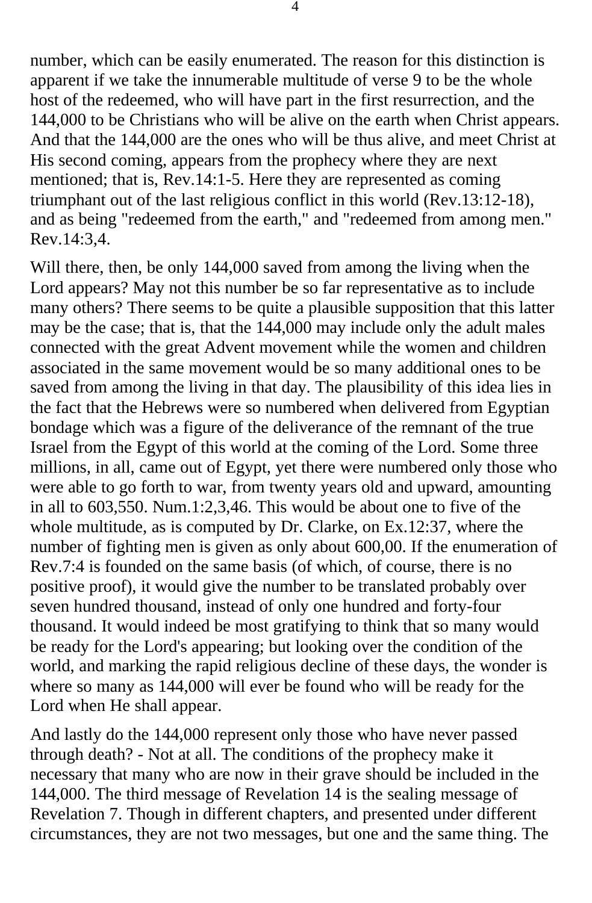number, which can be easily enumerated. The reason for this distinction is apparent if we take the innumerable multitude of verse 9 to be the whole host of the redeemed, who will have part in the first resurrection, and the 144,000 to be Christians who will be alive on the earth when Christ appears. And that the 144,000 are the ones who will be thus alive, and meet Christ at His second coming, appears from the prophecy where they are next mentioned; that is, Rev.14:1-5. Here they are represented as coming triumphant out of the last religious conflict in this world (Rev.13:12-18), and as being "redeemed from the earth," and "redeemed from among men." Rev.14:3,4.

Will there, then, be only 144,000 saved from among the living when the Lord appears? May not this number be so far representative as to include many others? There seems to be quite a plausible supposition that this latter may be the case; that is, that the 144,000 may include only the adult males connected with the great Advent movement while the women and children associated in the same movement would be so many additional ones to be saved from among the living in that day. The plausibility of this idea lies in the fact that the Hebrews were so numbered when delivered from Egyptian bondage which was a figure of the deliverance of the remnant of the true Israel from the Egypt of this world at the coming of the Lord. Some three millions, in all, came out of Egypt, yet there were numbered only those who were able to go forth to war, from twenty years old and upward, amounting in all to 603,550. Num.1:2,3,46. This would be about one to five of the whole multitude, as is computed by Dr. Clarke, on Ex.12:37, where the number of fighting men is given as only about 600,00. If the enumeration of Rev.7:4 is founded on the same basis (of which, of course, there is no positive proof), it would give the number to be translated probably over seven hundred thousand, instead of only one hundred and forty-four thousand. It would indeed be most gratifying to think that so many would be ready for the Lord's appearing; but looking over the condition of the world, and marking the rapid religious decline of these days, the wonder is where so many as 144,000 will ever be found who will be ready for the Lord when He shall appear.

And lastly do the 144,000 represent only those who have never passed through death? - Not at all. The conditions of the prophecy make it necessary that many who are now in their grave should be included in the 144,000. The third message of Revelation 14 is the sealing message of Revelation 7. Though in different chapters, and presented under different circumstances, they are not two messages, but one and the same thing. The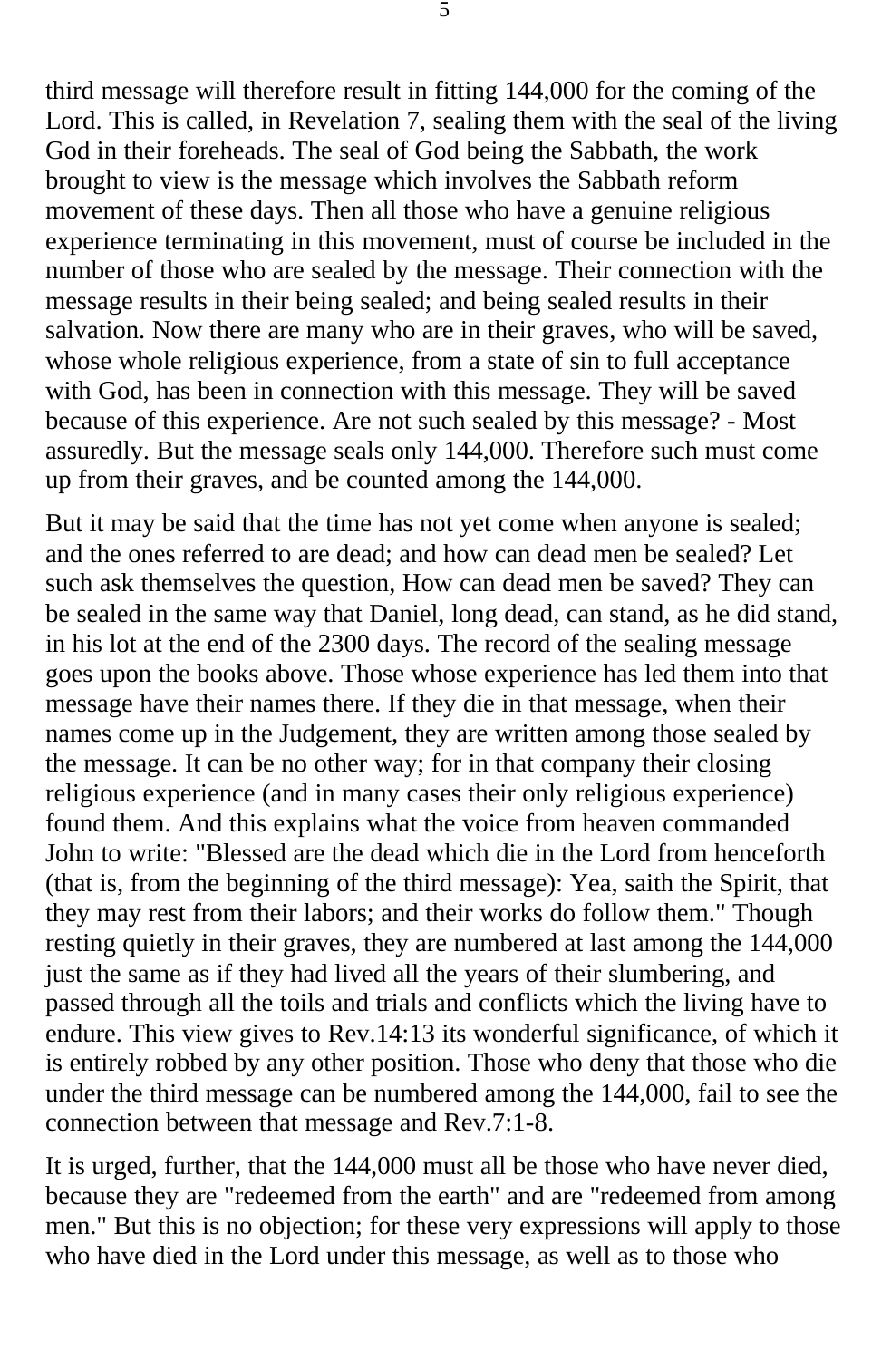third message will therefore result in fitting 144,000 for the coming of the Lord. This is called, in Revelation 7, sealing them with the seal of the living God in their foreheads. The seal of God being the Sabbath, the work brought to view is the message which involves the Sabbath reform movement of these days. Then all those who have a genuine religious experience terminating in this movement, must of course be included in the number of those who are sealed by the message. Their connection with the message results in their being sealed; and being sealed results in their salvation. Now there are many who are in their graves, who will be saved, whose whole religious experience, from a state of sin to full acceptance with God, has been in connection with this message. They will be saved because of this experience. Are not such sealed by this message? - Most assuredly. But the message seals only 144,000. Therefore such must come up from their graves, and be counted among the 144,000.

But it may be said that the time has not yet come when anyone is sealed; and the ones referred to are dead; and how can dead men be sealed? Let such ask themselves the question, How can dead men be saved? They can be sealed in the same way that Daniel, long dead, can stand, as he did stand, in his lot at the end of the 2300 days. The record of the sealing message goes upon the books above. Those whose experience has led them into that message have their names there. If they die in that message, when their names come up in the Judgement, they are written among those sealed by the message. It can be no other way; for in that company their closing religious experience (and in many cases their only religious experience) found them. And this explains what the voice from heaven commanded John to write: "Blessed are the dead which die in the Lord from henceforth (that is, from the beginning of the third message): Yea, saith the Spirit, that they may rest from their labors; and their works do follow them." Though resting quietly in their graves, they are numbered at last among the 144,000 just the same as if they had lived all the years of their slumbering, and passed through all the toils and trials and conflicts which the living have to endure. This view gives to Rev.14:13 its wonderful significance, of which it is entirely robbed by any other position. Those who deny that those who die under the third message can be numbered among the 144,000, fail to see the connection between that message and Rev.7:1-8.

It is urged, further, that the 144,000 must all be those who have never died, because they are "redeemed from the earth" and are "redeemed from among men." But this is no objection; for these very expressions will apply to those who have died in the Lord under this message, as well as to those who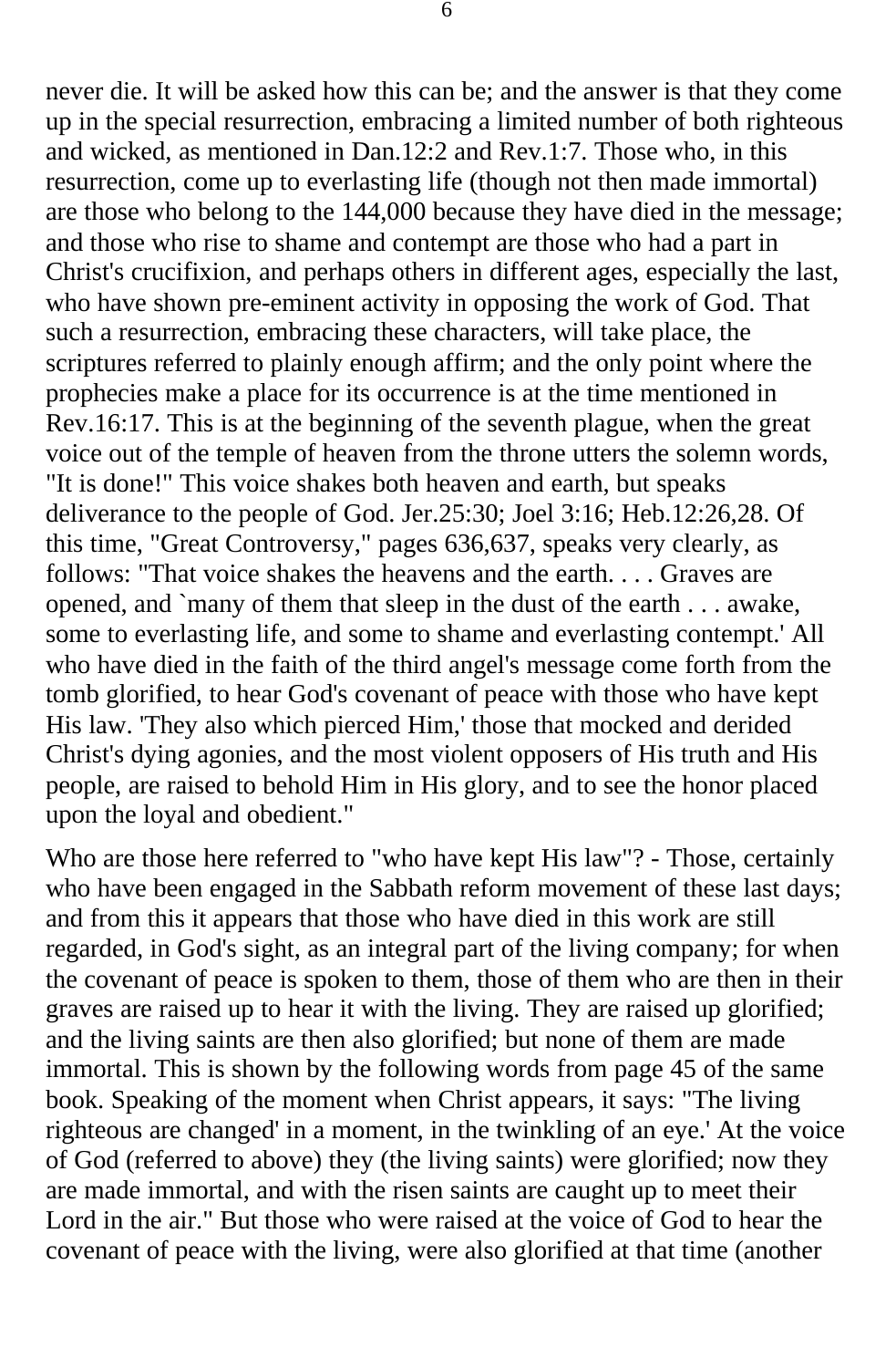never die. It will be asked how this can be; and the answer is that they come up in the special resurrection, embracing a limited number of both righteous and wicked, as mentioned in Dan.12:2 and Rev.1:7. Those who, in this resurrection, come up to everlasting life (though not then made immortal) are those who belong to the 144,000 because they have died in the message; and those who rise to shame and contempt are those who had a part in Christ's crucifixion, and perhaps others in different ages, especially the last, who have shown pre-eminent activity in opposing the work of God. That such a resurrection, embracing these characters, will take place, the scriptures referred to plainly enough affirm; and the only point where the prophecies make a place for its occurrence is at the time mentioned in Rev.16:17. This is at the beginning of the seventh plague, when the great voice out of the temple of heaven from the throne utters the solemn words, "It is done!" This voice shakes both heaven and earth, but speaks deliverance to the people of God. Jer.25:30; Joel 3:16; Heb.12:26,28. Of this time, "Great Controversy," pages 636,637, speaks very clearly, as follows: "That voice shakes the heavens and the earth. . . . Graves are opened, and `many of them that sleep in the dust of the earth . . . awake, some to everlasting life, and some to shame and everlasting contempt.' All who have died in the faith of the third angel's message come forth from the tomb glorified, to hear God's covenant of peace with those who have kept His law. 'They also which pierced Him,' those that mocked and derided Christ's dying agonies, and the most violent opposers of His truth and His people, are raised to behold Him in His glory, and to see the honor placed upon the loyal and obedient."

Who are those here referred to "who have kept His law"? - Those, certainly who have been engaged in the Sabbath reform movement of these last days; and from this it appears that those who have died in this work are still regarded, in God's sight, as an integral part of the living company; for when the covenant of peace is spoken to them, those of them who are then in their graves are raised up to hear it with the living. They are raised up glorified; and the living saints are then also glorified; but none of them are made immortal. This is shown by the following words from page 45 of the same book. Speaking of the moment when Christ appears, it says: "The living righteous are changed' in a moment, in the twinkling of an eye.' At the voice of God (referred to above) they (the living saints) were glorified; now they are made immortal, and with the risen saints are caught up to meet their Lord in the air." But those who were raised at the voice of God to hear the covenant of peace with the living, were also glorified at that time (another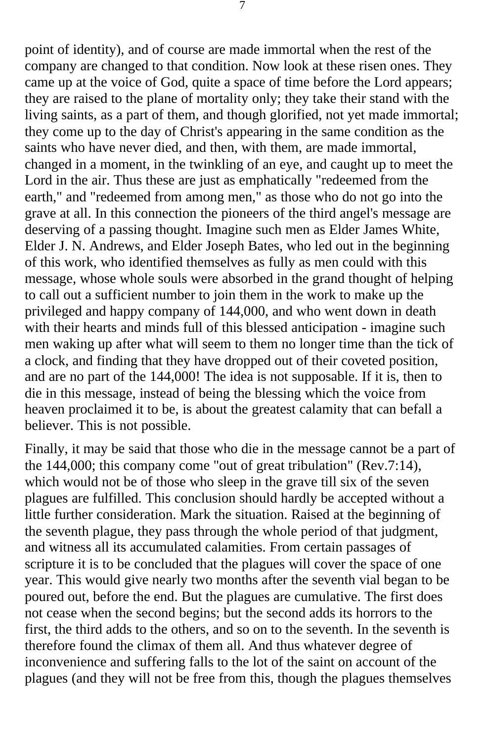point of identity), and of course are made immortal when the rest of the company are changed to that condition. Now look at these risen ones. They came up at the voice of God, quite a space of time before the Lord appears; they are raised to the plane of mortality only; they take their stand with the living saints, as a part of them, and though glorified, not yet made immortal; they come up to the day of Christ's appearing in the same condition as the saints who have never died, and then, with them, are made immortal, changed in a moment, in the twinkling of an eye, and caught up to meet the Lord in the air. Thus these are just as emphatically "redeemed from the earth," and "redeemed from among men," as those who do not go into the grave at all. In this connection the pioneers of the third angel's message are deserving of a passing thought. Imagine such men as Elder James White, Elder J. N. Andrews, and Elder Joseph Bates, who led out in the beginning of this work, who identified themselves as fully as men could with this message, whose whole souls were absorbed in the grand thought of helping to call out a sufficient number to join them in the work to make up the privileged and happy company of 144,000, and who went down in death with their hearts and minds full of this blessed anticipation - imagine such men waking up after what will seem to them no longer time than the tick of a clock, and finding that they have dropped out of their coveted position, and are no part of the 144,000! The idea is not supposable. If it is, then to die in this message, instead of being the blessing which the voice from heaven proclaimed it to be, is about the greatest calamity that can befall a believer. This is not possible.

Finally, it may be said that those who die in the message cannot be a part of the 144,000; this company come "out of great tribulation" (Rev.7:14), which would not be of those who sleep in the grave till six of the seven plagues are fulfilled. This conclusion should hardly be accepted without a little further consideration. Mark the situation. Raised at the beginning of the seventh plague, they pass through the whole period of that judgment, and witness all its accumulated calamities. From certain passages of scripture it is to be concluded that the plagues will cover the space of one year. This would give nearly two months after the seventh vial began to be poured out, before the end. But the plagues are cumulative. The first does not cease when the second begins; but the second adds its horrors to the first, the third adds to the others, and so on to the seventh. In the seventh is therefore found the climax of them all. And thus whatever degree of inconvenience and suffering falls to the lot of the saint on account of the plagues (and they will not be free from this, though the plagues themselves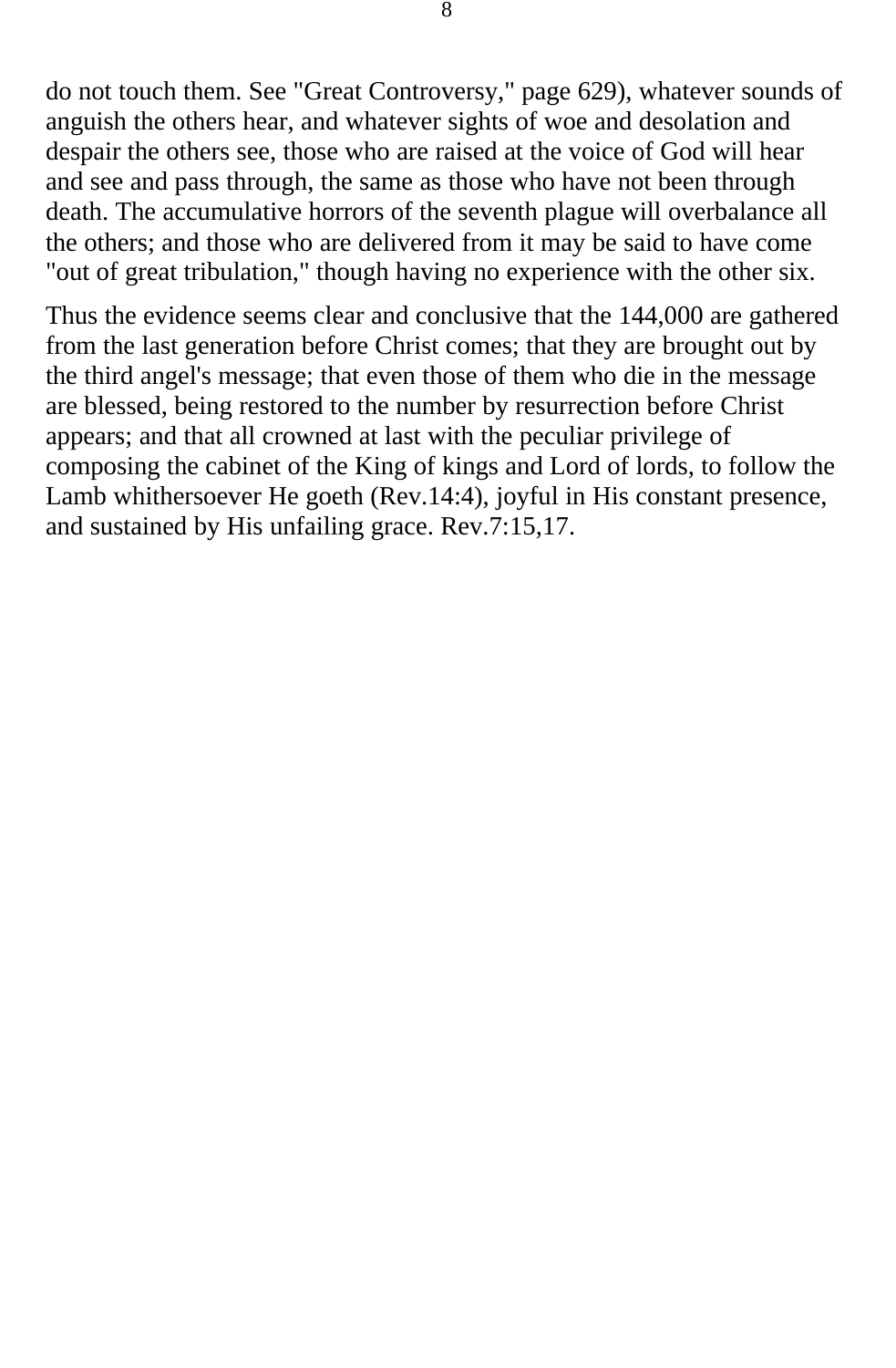do not touch them. See "Great Controversy," page 629), whatever sounds of anguish the others hear, and whatever sights of woe and desolation and despair the others see, those who are raised at the voice of God will hear and see and pass through, the same as those who have not been through death. The accumulative horrors of the seventh plague will overbalance all the others; and those who are delivered from it may be said to have come "out of great tribulation," though having no experience with the other six.

Thus the evidence seems clear and conclusive that the 144,000 are gathered from the last generation before Christ comes; that they are brought out by the third angel's message; that even those of them who die in the message are blessed, being restored to the number by resurrection before Christ appears; and that all crowned at last with the peculiar privilege of composing the cabinet of the King of kings and Lord of lords, to follow the Lamb whithersoever He goeth (Rev.14:4), joyful in His constant presence, and sustained by His unfailing grace. Rev.7:15,17.